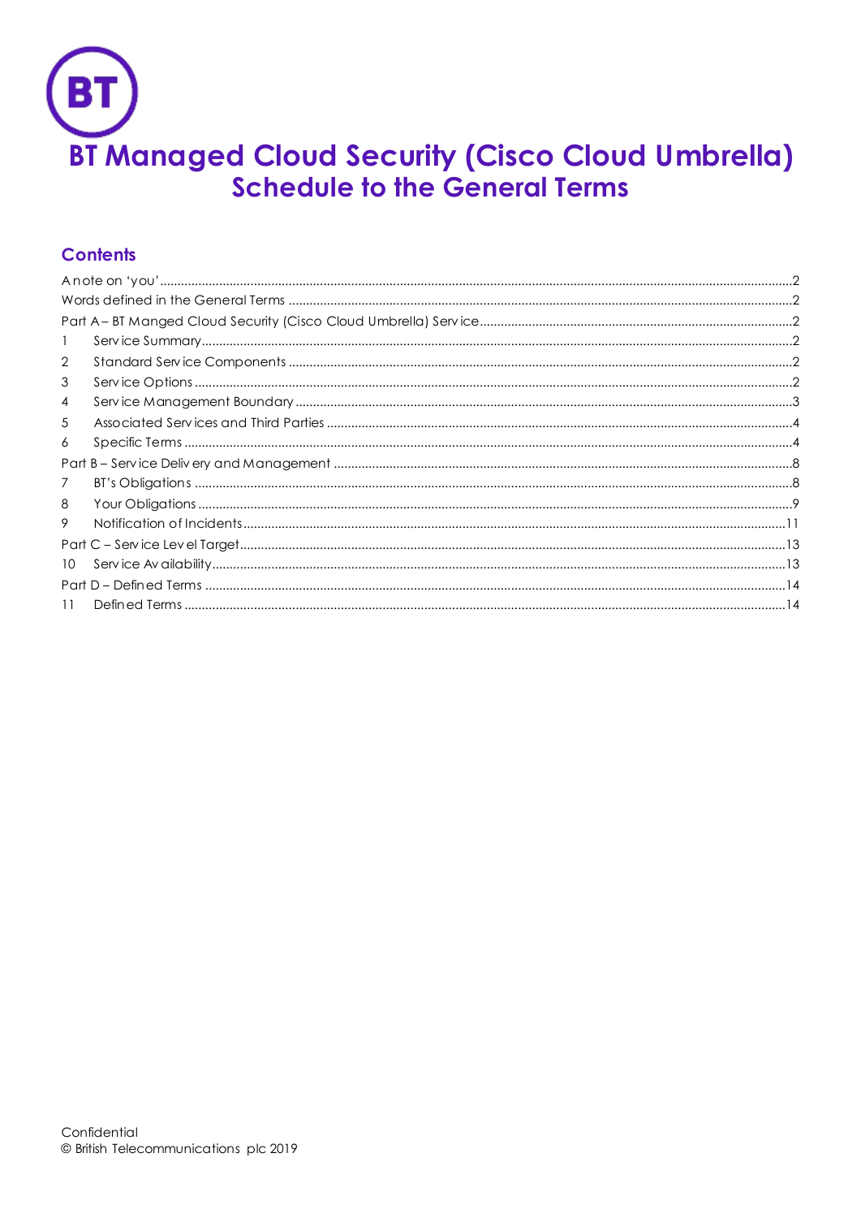# BT Managed Cloud Security (Cisco Cloud Umbrella)
## Schedule to the General Terms

### Contents

A note on 'you' ..... 2
Words defined in the General Terms ..... 2
Part A – BT Manged Cloud Security (Cisco Cloud Umbrella) Service ..... 2
1 Service Summary ..... 2
2 Standard Service Components ..... 2
3 Service Options ..... 2
4 Service Management Boundary ..... 3
5 Associated Services and Third Parties ..... 4
6 Specific Terms ..... 4
Part B – Service Delivery and Management ..... 8
7 BT's Obligations ..... 8
8 Your Obligations ..... 9
9 Notification of Incidents ..... 11
Part C – Service Level Target ..... 13
10 Service Availability ..... 13
Part D – Defined Terms ..... 14
11 Defined Terms ..... 14

Confidential
© British Telecommunications plc 2019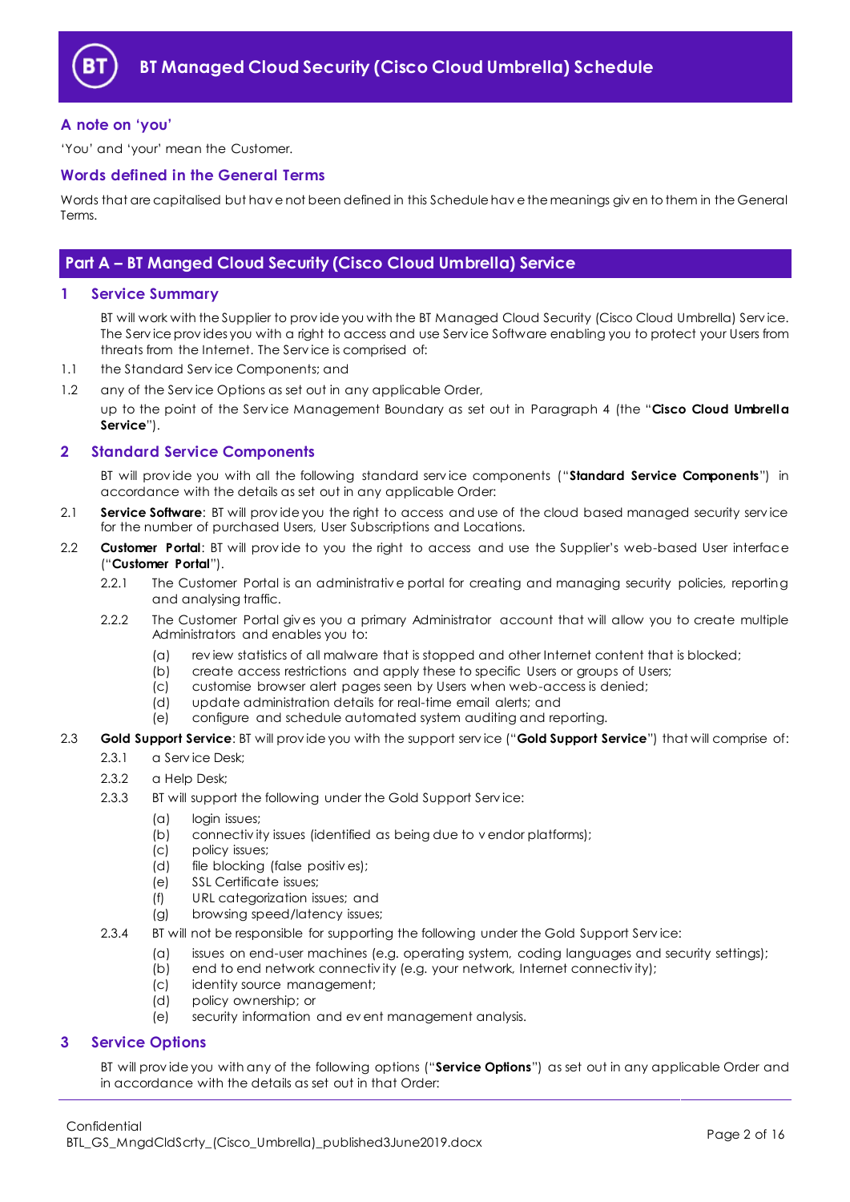# BT Managed Cloud Security (Cisco Cloud Umbrella) Schedule

## A note on 'you'

'You' and 'your' mean the Customer.

## Words defined in the General Terms

Words that are capitalised but have not been defined in this Schedule have the meanings given to them in the General Terms.

## Part A – BT Manged Cloud Security (Cisco Cloud Umbrella) Service

### 1 Service Summary

BT will work with the Supplier to provide you with the BT Managed Cloud Security (Cisco Cloud Umbrella) Service. The Service provides you with a right to access and use Service Software enabling you to protect your Users from threats from the Internet. The Service is comprised of:

1.1 the Standard Service Components; and

1.2 any of the Service Options as set out in any applicable Order,

up to the point of the Service Management Boundary as set out in Paragraph 4 (the "**Cisco Cloud Umbrella Service**").

### 2 Standard Service Components

BT will provide you with all the following standard service components ("**Standard Service Components**") in accordance with the details as set out in any applicable Order:

2.1 **Service Software**: BT will provide you the right to access and use of the cloud based managed security service for the number of purchased Users, User Subscriptions and Locations.

2.2 **Customer Portal**: BT will provide to you the right to access and use the Supplier's web-based User interface ("**Customer Portal**").

2.2.1 The Customer Portal is an administrative portal for creating and managing security policies, reporting and analysing traffic.

2.2.2 The Customer Portal gives you a primary Administrator account that will allow you to create multiple Administrators and enables you to:

(a) review statistics of all malware that is stopped and other Internet content that is blocked;
(b) create access restrictions and apply these to specific Users or groups of Users;
(c) customise browser alert pages seen by Users when web-access is denied;
(d) update administration details for real-time email alerts; and
(e) configure and schedule automated system auditing and reporting.

2.3 **Gold Support Service**: BT will provide you with the support service ("**Gold Support Service**") that will comprise of:

2.3.1 a Service Desk;

2.3.2 a Help Desk;

2.3.3 BT will support the following under the Gold Support Service:

(a) login issues;
(b) connectivity issues (identified as being due to vendor platforms);
(c) policy issues;
(d) file blocking (false positives);
(e) SSL Certificate issues;
(f) URL categorization issues; and
(g) browsing speed/latency issues;

2.3.4 BT will not be responsible for supporting the following under the Gold Support Service:

(a) issues on end-user machines (e.g. operating system, coding languages and security settings);
(b) end to end network connectivity (e.g. your network, Internet connectivity);
(c) identity source management;
(d) policy ownership; or
(e) security information and event management analysis.

### 3 Service Options

BT will provide you with any of the following options ("**Service Options**") as set out in any applicable Order and in accordance with the details as set out in that Order: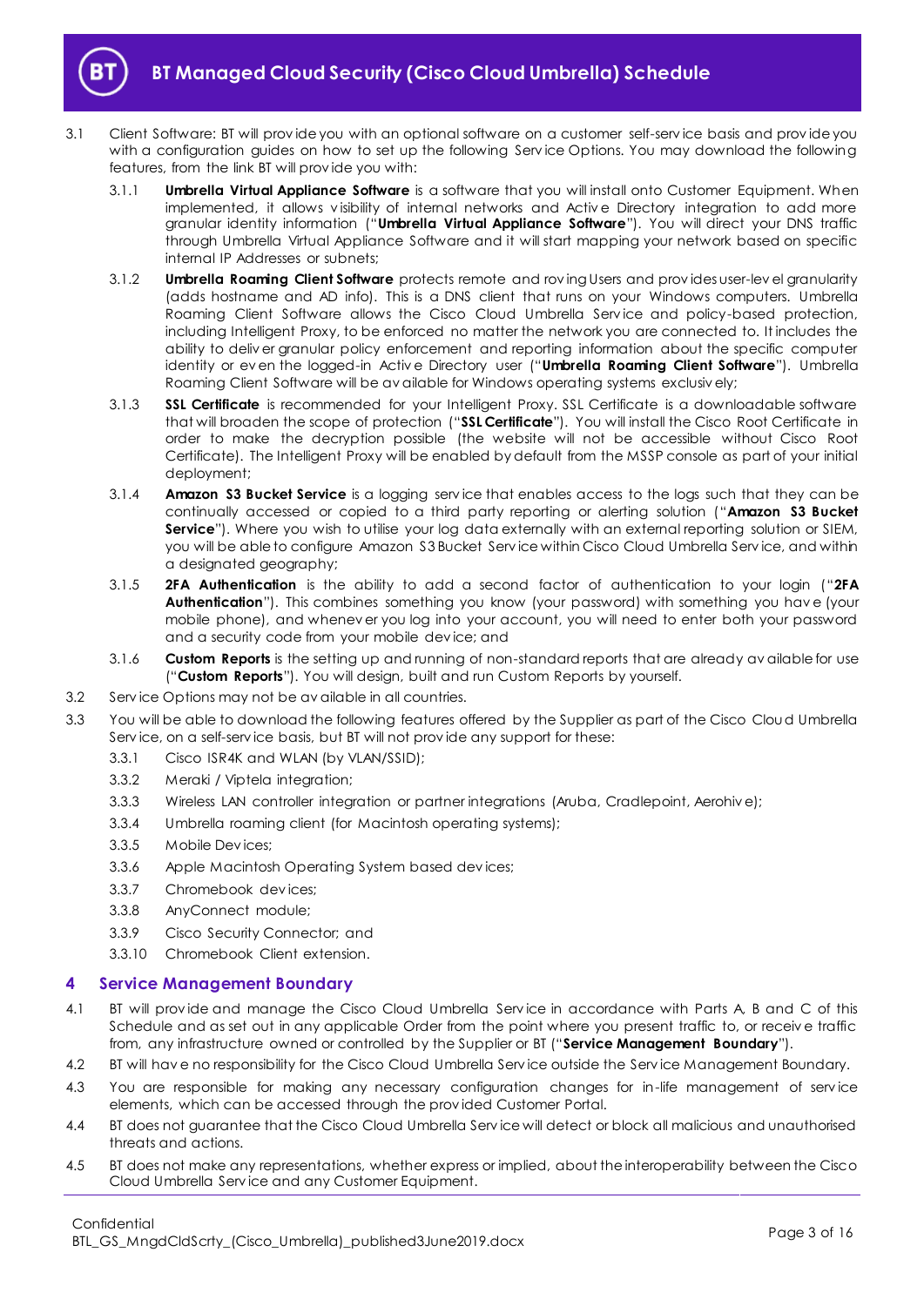3.1 Client Software: BT will provide you with an optional software on a customer self-service basis and provide you with a configuration guides on how to set up the following Service Options. You may download the following features, from the link BT will provide you with:

3.1.1 **Umbrella Virtual Appliance Software** is a software that you will install onto Customer Equipment. When implemented, it allows visibility of internal networks and Active Directory integration to add more granular identity information ("**Umbrella Virtual Appliance Software**"). You will direct your DNS traffic through Umbrella Virtual Appliance Software and it will start mapping your network based on specific internal IP Addresses or subnets;

3.1.2 **Umbrella Roaming Client Software** protects remote and roving Users and provides user-level granularity (adds hostname and AD info). This is a DNS client that runs on your Windows computers. Umbrella Roaming Client Software allows the Cisco Cloud Umbrella Service and policy-based protection, including Intelligent Proxy, to be enforced no matter the network you are connected to. It includes the ability to deliver granular policy enforcement and reporting information about the specific computer identity or even the logged-in Active Directory user ("**Umbrella Roaming Client Software**"). Umbrella Roaming Client Software will be available for Windows operating systems exclusively;

3.1.3 **SSL Certificate** is recommended for your Intelligent Proxy. SSL Certificate is a downloadable software that will broaden the scope of protection ("**SSL Certificate**"). You will install the Cisco Root Certificate in order to make the decryption possible (the website will not be accessible without Cisco Root Certificate). The Intelligent Proxy will be enabled by default from the MSSP console as part of your initial deployment;

3.1.4 **Amazon S3 Bucket Service** is a logging service that enables access to the logs such that they can be continually accessed or copied to a third party reporting or alerting solution ("**Amazon S3 Bucket Service**"). Where you wish to utilise your log data externally with an external reporting solution or SIEM, you will be able to configure Amazon S3 Bucket Service within Cisco Cloud Umbrella Service, and within a designated geography;

3.1.5 **2FA Authentication** is the ability to add a second factor of authentication to your login ("**2FA Authentication**"). This combines something you know (your password) with something you have (your mobile phone), and whenever you log into your account, you will need to enter both your password and a security code from your mobile device; and

3.1.6 **Custom Reports** is the setting up and running of non-standard reports that are already available for use ("**Custom Reports**"). You will design, built and run Custom Reports by yourself.

3.2 Service Options may not be available in all countries.

3.3 You will be able to download the following features offered by the Supplier as part of the Cisco Cloud Umbrella Service, on a self-service basis, but BT will not provide any support for these:

3.3.1 Cisco ISR4K and WLAN (by VLAN/SSID);

3.3.2 Meraki / Viptela integration;

3.3.3 Wireless LAN controller integration or partner integrations (Aruba, Cradlepoint, Aerohive);

3.3.4 Umbrella roaming client (for Macintosh operating systems);

3.3.5 Mobile Devices;

3.3.6 Apple Macintosh Operating System based devices;

3.3.7 Chromebook devices;

3.3.8 AnyConnect module;

3.3.9 Cisco Security Connector; and

3.3.10 Chromebook Client extension.

## 4 Service Management Boundary

4.1 BT will provide and manage the Cisco Cloud Umbrella Service in accordance with Parts A, B and C of this Schedule and as set out in any applicable Order from the point where you present traffic to, or receive traffic from, any infrastructure owned or controlled by the Supplier or BT ("**Service Management Boundary**").

4.2 BT will have no responsibility for the Cisco Cloud Umbrella Service outside the Service Management Boundary.

4.3 You are responsible for making any necessary configuration changes for in-life management of service elements, which can be accessed through the provided Customer Portal.

4.4 BT does not guarantee that the Cisco Cloud Umbrella Service will detect or block all malicious and unauthorised threats and actions.

4.5 BT does not make any representations, whether express or implied, about the interoperability between the Cisco Cloud Umbrella Service and any Customer Equipment.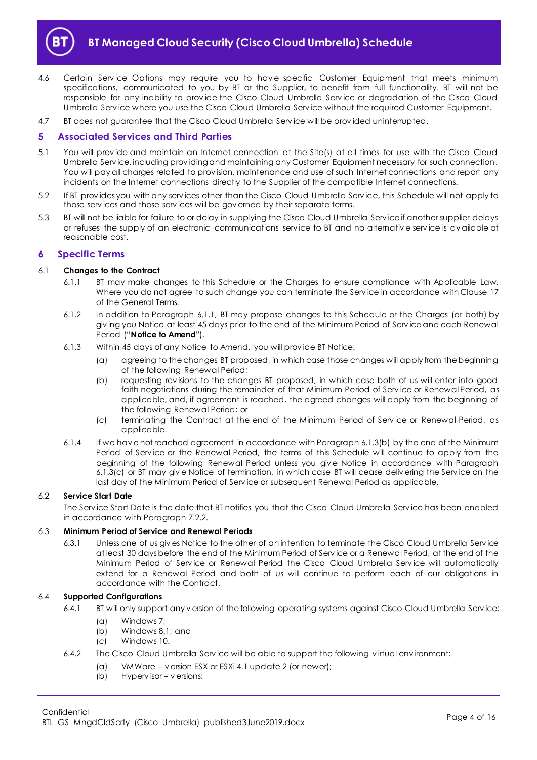4.6 Certain Service Options may require you to have specific Customer Equipment that meets minimum specifications, communicated to you by BT or the Supplier, to benefit from full functionality. BT will not be responsible for any inability to provide the Cisco Cloud Umbrella Service or degradation of the Cisco Cloud Umbrella Service where you use the Cisco Cloud Umbrella Service without the required Customer Equipment.

4.7 BT does not guarantee that the Cisco Cloud Umbrella Service will be provided uninterrupted.

## 5 Associated Services and Third Parties

5.1 You will provide and maintain an Internet connection at the Site(s) at all times for use with the Cisco Cloud Umbrella Service, including providing and maintaining any Customer Equipment necessary for such connection. You will pay all charges related to provision, maintenance and use of such Internet connections and report any incidents on the Internet connections directly to the Supplier of the compatible Internet connections.

5.2 If BT provides you with any services other than the Cisco Cloud Umbrella Service, this Schedule will not apply to those services and those services will be governed by their separate terms.

5.3 BT will not be liable for failure to or delay in supplying the Cisco Cloud Umbrella Service if another supplier delays or refuses the supply of an electronic communications service to BT and no alternative service is available at reasonable cost.

## 6 Specific Terms

6.1 **Changes to the Contract**

6.1.1 BT may make changes to this Schedule or the Charges to ensure compliance with Applicable Law. Where you do not agree to such change you can terminate the Service in accordance with Clause 17 of the General Terms.

6.1.2 In addition to Paragraph 6.1.1, BT may propose changes to this Schedule or the Charges (or both) by giving you Notice at least 45 days prior to the end of the Minimum Period of Service and each Renewal Period ("**Notice to Amend**").

6.1.3 Within 45 days of any Notice to Amend, you will provide BT Notice:

(a) agreeing to the changes BT proposed, in which case those changes will apply from the beginning of the following Renewal Period;

(b) requesting revisions to the changes BT proposed, in which case both of us will enter into good faith negotiations during the remainder of that Minimum Period of Service or Renewal Period, as applicable, and, if agreement is reached, the agreed changes will apply from the beginning of the following Renewal Period; or

(c) terminating the Contract at the end of the Minimum Period of Service or Renewal Period, as applicable.

6.1.4 If we have not reached agreement in accordance with Paragraph 6.1.3(b) by the end of the Minimum Period of Service or the Renewal Period, the terms of this Schedule will continue to apply from the beginning of the following Renewal Period unless you give Notice in accordance with Paragraph 6.1.3(c) or BT may give Notice of termination, in which case BT will cease delivering the Service on the last day of the Minimum Period of Service or subsequent Renewal Period as applicable.

6.2 **Service Start Date**

The Service Start Date is the date that BT notifies you that the Cisco Cloud Umbrella Service has been enabled in accordance with Paragraph 7.2.2.

6.3 **Minimum Period of Service and Renewal Periods**

6.3.1 Unless one of us gives Notice to the other of an intention to terminate the Cisco Cloud Umbrella Service at least 30 days before the end of the Minimum Period of Service or a Renewal Period, at the end of the Minimum Period of Service or Renewal Period the Cisco Cloud Umbrella Service will automatically extend for a Renewal Period and both of us will continue to perform each of our obligations in accordance with the Contract.

6.4 **Supported Configurations**

6.4.1 BT will only support any version of the following operating systems against Cisco Cloud Umbrella Service:

(a) Windows 7;

(b) Windows 8.1; and

(c) Windows 10.

6.4.2 The Cisco Cloud Umbrella Service will be able to support the following virtual environment:

(a) VMWare – version ESX or ESXi 4.1 update 2 (or newer);

(b) Hypervisor – versions: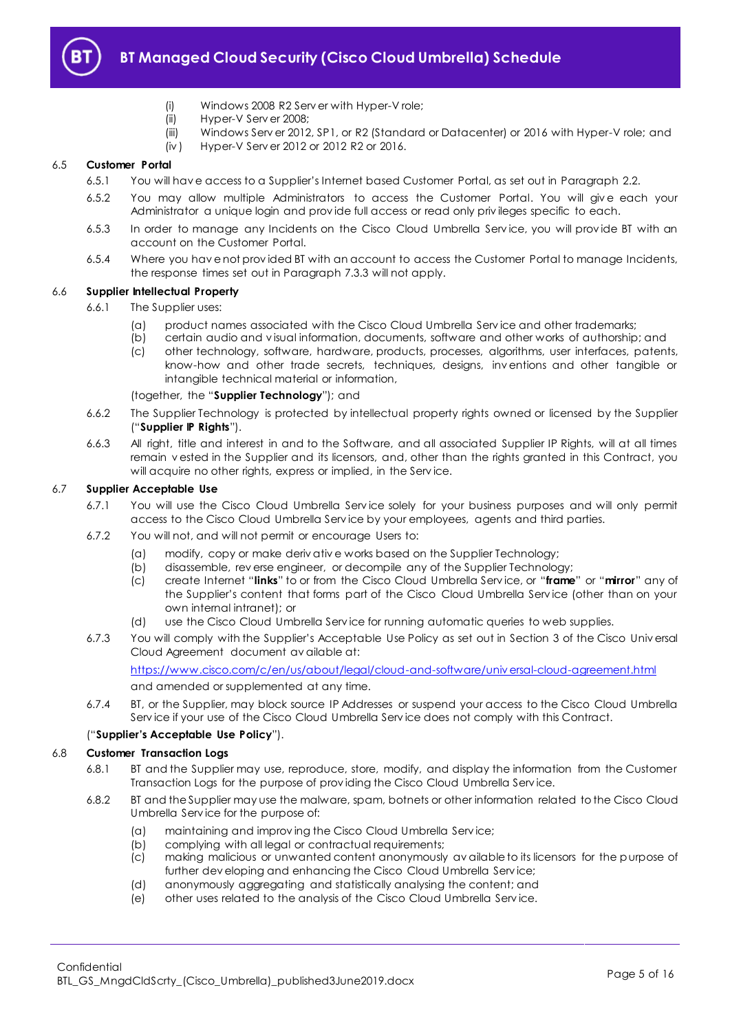(i) Windows 2008 R2 Server with Hyper-V role;
(ii) Hyper-V Server 2008;
(iii) Windows Server 2012, SP1, or R2 (Standard or Datacenter) or 2016 with Hyper-V role; and
(iv) Hyper-V Server 2012 or 2012 R2 or 2016.

6.5 **Customer Portal**

6.5.1 You will have access to a Supplier's Internet based Customer Portal, as set out in Paragraph 2.2.

6.5.2 You may allow multiple Administrators to access the Customer Portal. You will give each your Administrator a unique login and provide full access or read only privileges specific to each.

6.5.3 In order to manage any Incidents on the Cisco Cloud Umbrella Service, you will provide BT with an account on the Customer Portal.

6.5.4 Where you have not provided BT with an account to access the Customer Portal to manage Incidents, the response times set out in Paragraph 7.3.3 will not apply.

6.6 **Supplier Intellectual Property**

6.6.1 The Supplier uses:

(a) product names associated with the Cisco Cloud Umbrella Service and other trademarks;
(b) certain audio and visual information, documents, software and other works of authorship; and
(c) other technology, software, hardware, products, processes, algorithms, user interfaces, patents, know-how and other trade secrets, techniques, designs, inventions and other tangible or intangible technical material or information,

(together, the "**Supplier Technology**"); and

6.6.2 The Supplier Technology is protected by intellectual property rights owned or licensed by the Supplier ("**Supplier IP Rights**").

6.6.3 All right, title and interest in and to the Software, and all associated Supplier IP Rights, will at all times remain vested in the Supplier and its licensors, and, other than the rights granted in this Contract, you will acquire no other rights, express or implied, in the Service.

6.7 **Supplier Acceptable Use**

6.7.1 You will use the Cisco Cloud Umbrella Service solely for your business purposes and will only permit access to the Cisco Cloud Umbrella Service by your employees, agents and third parties.

6.7.2 You will not, and will not permit or encourage Users to:

(a) modify, copy or make derivative works based on the Supplier Technology;
(b) disassemble, reverse engineer, or decompile any of the Supplier Technology;
(c) create Internet "**links**" to or from the Cisco Cloud Umbrella Service, or "**frame**" or "**mirror**" any of the Supplier's content that forms part of the Cisco Cloud Umbrella Service (other than on your own internal intranet); or
(d) use the Cisco Cloud Umbrella Service for running automatic queries to web supplies.

6.7.3 You will comply with the Supplier's Acceptable Use Policy as set out in Section 3 of the Cisco Universal Cloud Agreement document available at:

https://www.cisco.com/c/en/us/about/legal/cloud-and-software/universal-cloud-agreement.html

and amended or supplemented at any time.

6.7.4 BT, or the Supplier, may block source IP Addresses or suspend your access to the Cisco Cloud Umbrella Service if your use of the Cisco Cloud Umbrella Service does not comply with this Contract.

("**Supplier's Acceptable Use Policy**").

6.8 **Customer Transaction Logs**

6.8.1 BT and the Supplier may use, reproduce, store, modify, and display the information from the Customer Transaction Logs for the purpose of providing the Cisco Cloud Umbrella Service.

6.8.2 BT and the Supplier may use the malware, spam, botnets or other information related to the Cisco Cloud Umbrella Service for the purpose of:

(a) maintaining and improving the Cisco Cloud Umbrella Service;
(b) complying with all legal or contractual requirements;
(c) making malicious or unwanted content anonymously available to its licensors for the purpose of further developing and enhancing the Cisco Cloud Umbrella Service;
(d) anonymously aggregating and statistically analysing the content; and
(e) other uses related to the analysis of the Cisco Cloud Umbrella Service.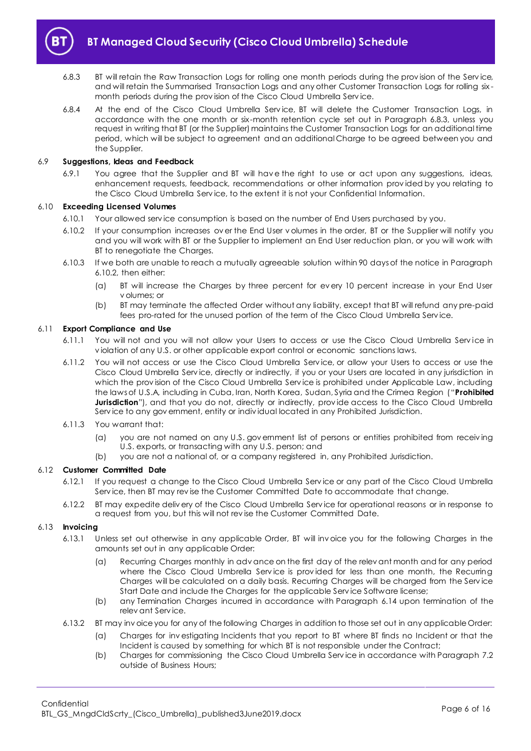6.8.3 BT will retain the Raw Transaction Logs for rolling one month periods during the provision of the Service, and will retain the Summarised Transaction Logs and any other Customer Transaction Logs for rolling six-month periods during the provision of the Cisco Cloud Umbrella Service.

6.8.4 At the end of the Cisco Cloud Umbrella Service, BT will delete the Customer Transaction Logs, in accordance with the one month or six-month retention cycle set out in Paragraph 6.8.3, unless you request in writing that BT (or the Supplier) maintains the Customer Transaction Logs for an additional time period, which will be subject to agreement and an additional Charge to be agreed between you and the Supplier.

### 6.9 Suggestions, Ideas and Feedback

6.9.1 You agree that the Supplier and BT will have the right to use or act upon any suggestions, ideas, enhancement requests, feedback, recommendations or other information provided by you relating to the Cisco Cloud Umbrella Service, to the extent it is not your Confidential Information.

### 6.10 Exceeding Licensed Volumes

6.10.1 Your allowed service consumption is based on the number of End Users purchased by you.

6.10.2 If your consumption increases over the End User volumes in the order, BT or the Supplier will notify you and you will work with BT or the Supplier to implement an End User reduction plan, or you will work with BT to renegotiate the Charges.

6.10.3 If we both are unable to reach a mutually agreeable solution within 90 days of the notice in Paragraph 6.10.2, then either:

(a) BT will increase the Charges by three percent for every 10 percent increase in your End User volumes; or

(b) BT may terminate the affected Order without any liability, except that BT will refund any pre-paid fees pro-rated for the unused portion of the term of the Cisco Cloud Umbrella Service.

### 6.11 Export Compliance and Use

6.11.1 You will not and you will not allow your Users to access or use the Cisco Cloud Umbrella Service in violation of any U.S. or other applicable export control or economic sanctions laws.

6.11.2 You will not access or use the Cisco Cloud Umbrella Service, or allow your Users to access or use the Cisco Cloud Umbrella Service, directly or indirectly, if you or your Users are located in any jurisdiction in which the provision of the Cisco Cloud Umbrella Service is prohibited under Applicable Law, including the laws of U.S.A, including in Cuba, Iran, North Korea, Sudan, Syria and the Crimea Region ("**Prohibited Jurisdiction**"), and that you do not, directly or indirectly, provide access to the Cisco Cloud Umbrella Service to any government, entity or individual located in any Prohibited Jurisdiction.

6.11.3 You warrant that:

(a) you are not named on any U.S. government list of persons or entities prohibited from receiving U.S. exports, or transacting with any U.S. person; and

(b) you are not a national of, or a company registered in, any Prohibited Jurisdiction.

### 6.12 Customer Committed Date

6.12.1 If you request a change to the Cisco Cloud Umbrella Service or any part of the Cisco Cloud Umbrella Service, then BT may revise the Customer Committed Date to accommodate that change.

6.12.2 BT may expedite delivery of the Cisco Cloud Umbrella Service for operational reasons or in response to a request from you, but this will not revise the Customer Committed Date.

### 6.13 Invoicing

6.13.1 Unless set out otherwise in any applicable Order, BT will invoice you for the following Charges in the amounts set out in any applicable Order:

(a) Recurring Charges monthly in advance on the first day of the relevant month and for any period where the Cisco Cloud Umbrella Service is provided for less than one month, the Recurring Charges will be calculated on a daily basis. Recurring Charges will be charged from the Service Start Date and include the Charges for the applicable Service Software license;

(b) any Termination Charges incurred in accordance with Paragraph 6.14 upon termination of the relevant Service.

6.13.2 BT may invoice you for any of the following Charges in addition to those set out in any applicable Order:

(a) Charges for investigating Incidents that you report to BT where BT finds no Incident or that the Incident is caused by something for which BT is not responsible under the Contract;

(b) Charges for commissioning the Cisco Cloud Umbrella Service in accordance with Paragraph 7.2 outside of Business Hours;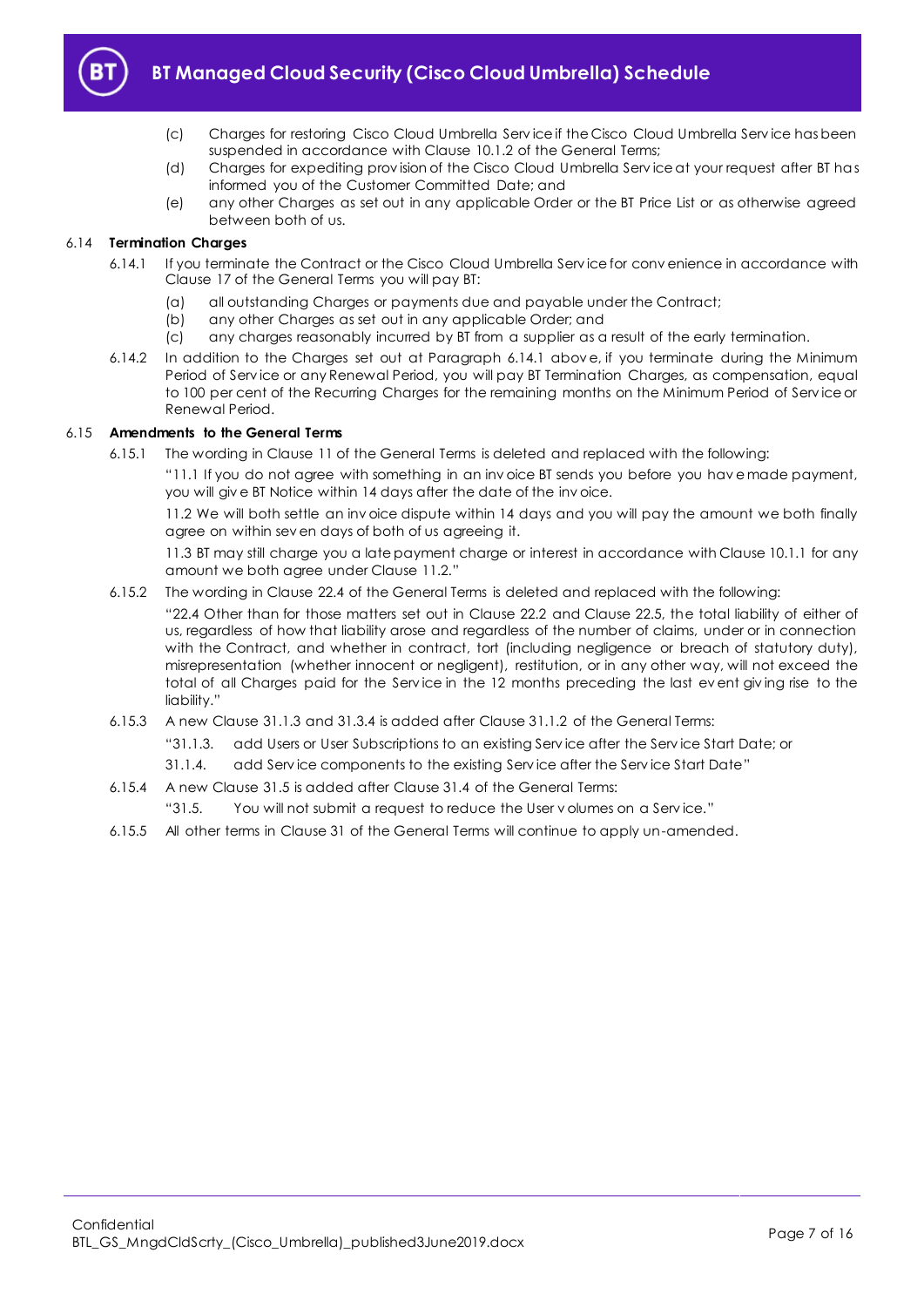(c) Charges for restoring Cisco Cloud Umbrella Service if the Cisco Cloud Umbrella Service has been suspended in accordance with Clause 10.1.2 of the General Terms;

(d) Charges for expediting provision of the Cisco Cloud Umbrella Service at your request after BT has informed you of the Customer Committed Date; and

(e) any other Charges as set out in any applicable Order or the BT Price List or as otherwise agreed between both of us.

### 6.14 Termination Charges

6.14.1 If you terminate the Contract or the Cisco Cloud Umbrella Service for convenience in accordance with Clause 17 of the General Terms you will pay BT:

(a) all outstanding Charges or payments due and payable under the Contract;

(b) any other Charges as set out in any applicable Order; and

(c) any charges reasonably incurred by BT from a supplier as a result of the early termination.

6.14.2 In addition to the Charges set out at Paragraph 6.14.1 above, if you terminate during the Minimum Period of Service or any Renewal Period, you will pay BT Termination Charges, as compensation, equal to 100 per cent of the Recurring Charges for the remaining months on the Minimum Period of Service or Renewal Period.

### 6.15 Amendments to the General Terms

6.15.1 The wording in Clause 11 of the General Terms is deleted and replaced with the following:

"11.1 If you do not agree with something in an invoice BT sends you before you have made payment, you will give BT Notice within 14 days after the date of the invoice.

11.2 We will both settle an invoice dispute within 14 days and you will pay the amount we both finally agree on within seven days of both of us agreeing it.

11.3 BT may still charge you a late payment charge or interest in accordance with Clause 10.1.1 for any amount we both agree under Clause 11.2."

6.15.2 The wording in Clause 22.4 of the General Terms is deleted and replaced with the following:

"22.4 Other than for those matters set out in Clause 22.2 and Clause 22.5, the total liability of either of us, regardless of how that liability arose and regardless of the number of claims, under or in connection with the Contract, and whether in contract, tort (including negligence or breach of statutory duty), misrepresentation (whether innocent or negligent), restitution, or in any other way, will not exceed the total of all Charges paid for the Service in the 12 months preceding the last event giving rise to the liability."

6.15.3 A new Clause 31.1.3 and 31.3.4 is added after Clause 31.1.2 of the General Terms:

"31.1.3. add Users or User Subscriptions to an existing Service after the Service Start Date; or

31.1.4. add Service components to the existing Service after the Service Start Date"

6.15.4 A new Clause 31.5 is added after Clause 31.4 of the General Terms:

"31.5. You will not submit a request to reduce the User volumes on a Service."

6.15.5 All other terms in Clause 31 of the General Terms will continue to apply un-amended.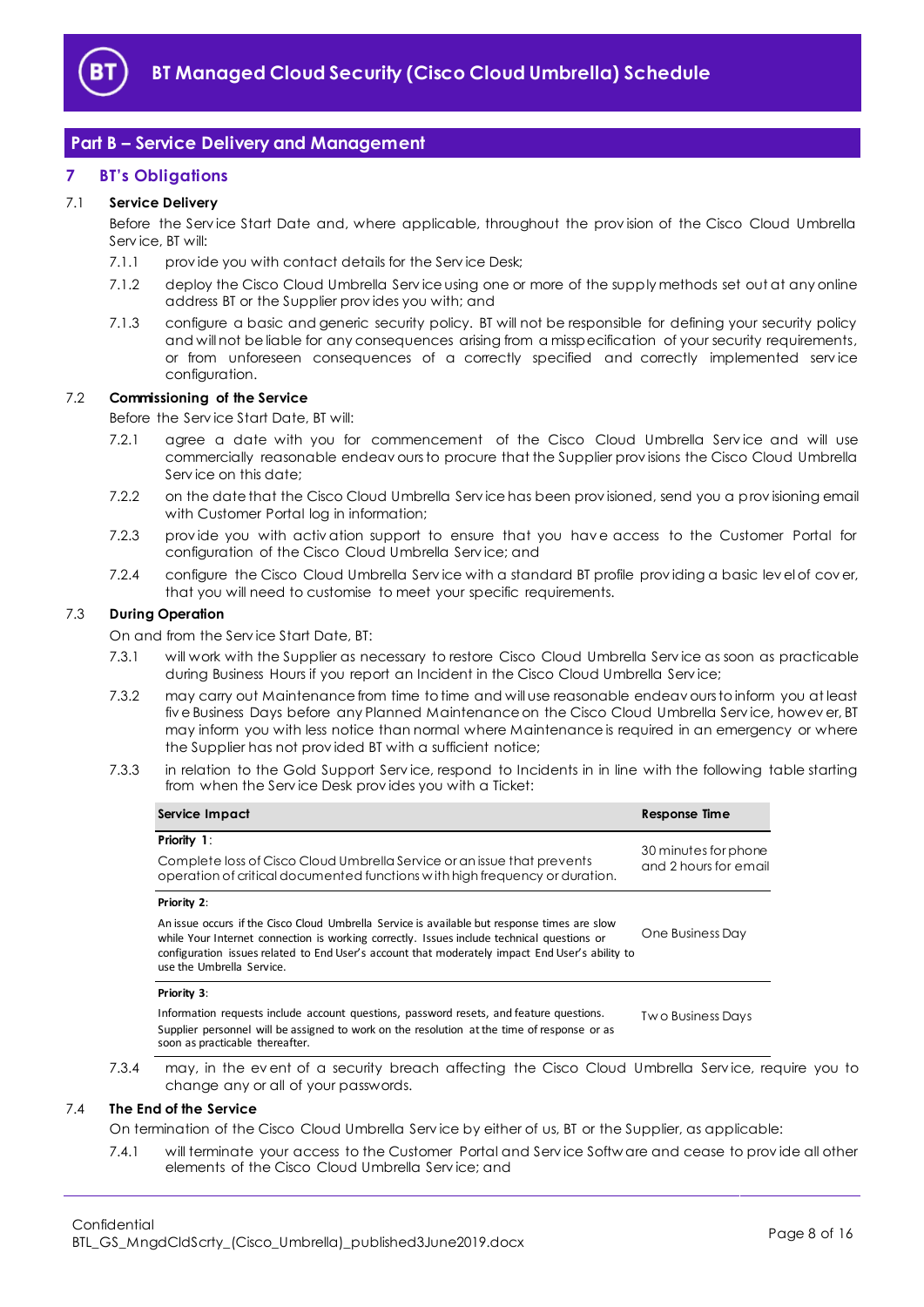## Part B – Service Delivery and Management

### 7 BT's Obligations

**7.1 Service Delivery**

Before the Service Start Date and, where applicable, throughout the provision of the Cisco Cloud Umbrella Service, BT will:

7.1.1 provide you with contact details for the Service Desk;

7.1.2 deploy the Cisco Cloud Umbrella Service using one or more of the supply methods set out at any online address BT or the Supplier provides you with; and

7.1.3 configure a basic and generic security policy. BT will not be responsible for defining your security policy and will not be liable for any consequences arising from a misspecification of your security requirements, or from unforeseen consequences of a correctly specified and correctly implemented service configuration.

**7.2 Commissioning of the Service**

Before the Service Start Date, BT will:

7.2.1 agree a date with you for commencement of the Cisco Cloud Umbrella Service and will use commercially reasonable endeavours to procure that the Supplier provisions the Cisco Cloud Umbrella Service on this date;

7.2.2 on the date that the Cisco Cloud Umbrella Service has been provisioned, send you a provisioning email with Customer Portal log in information;

7.2.3 provide you with activation support to ensure that you have access to the Customer Portal for configuration of the Cisco Cloud Umbrella Service; and

7.2.4 configure the Cisco Cloud Umbrella Service with a standard BT profile providing a basic level of cover, that you will need to customise to meet your specific requirements.

**7.3 During Operation**

On and from the Service Start Date, BT:

7.3.1 will work with the Supplier as necessary to restore Cisco Cloud Umbrella Service as soon as practicable during Business Hours if you report an Incident in the Cisco Cloud Umbrella Service;

7.3.2 may carry out Maintenance from time to time and will use reasonable endeavours to inform you at least five Business Days before any Planned Maintenance on the Cisco Cloud Umbrella Service, however, BT may inform you with less notice than normal where Maintenance is required in an emergency or where the Supplier has not provided BT with a sufficient notice;

7.3.3 in relation to the Gold Support Service, respond to Incidents in in line with the following table starting from when the Service Desk provides you with a Ticket:

| Service Impact | Response Time |
|---|---|
| **Priority 1**:<br>Complete loss of Cisco Cloud Umbrella Service or an issue that prevents operation of critical documented functions with high frequency or duration. | 30 minutes for phone and 2 hours for email |
| **Priority 2**:<br>An issue occurs if the Cisco Cloud Umbrella Service is available but response times are slow while Your Internet connection is working correctly. Issues include technical questions or configuration issues related to End User's account that moderately impact End User's ability to use the Umbrella Service. | One Business Day |
| **Priority 3**:<br>Information requests include account questions, password resets, and feature questions. Supplier personnel will be assigned to work on the resolution at the time of response or as soon as practicable thereafter. | Two Business Days |

7.3.4 may, in the event of a security breach affecting the Cisco Cloud Umbrella Service, require you to change any or all of your passwords.

**7.4 The End of the Service**

On termination of the Cisco Cloud Umbrella Service by either of us, BT or the Supplier, as applicable:

7.4.1 will terminate your access to the Customer Portal and Service Software and cease to provide all other elements of the Cisco Cloud Umbrella Service; and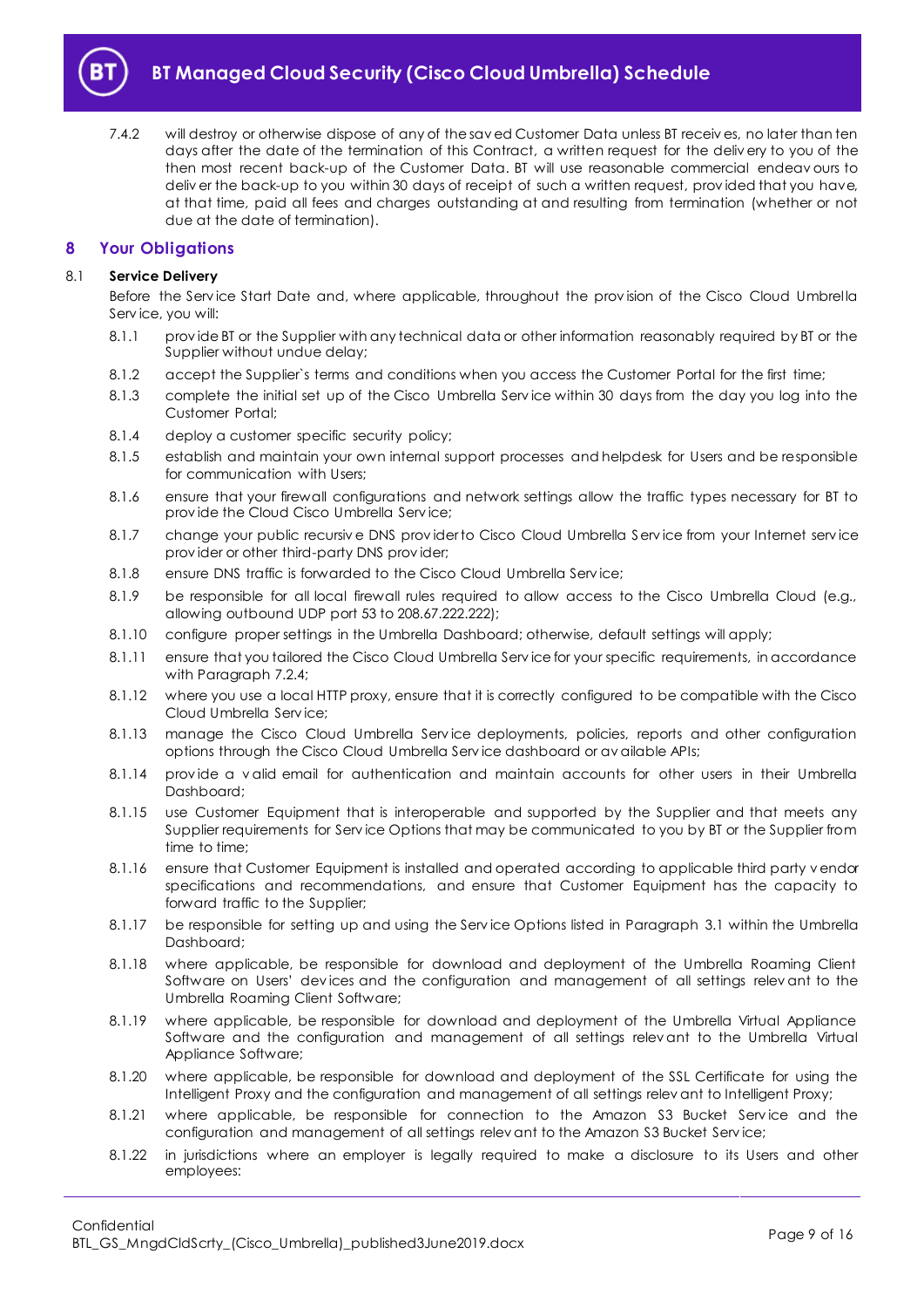7.4.2 will destroy or otherwise dispose of any of the saved Customer Data unless BT receives, no later than ten days after the date of the termination of this Contract, a written request for the delivery to you of the then most recent back-up of the Customer Data. BT will use reasonable commercial endeavours to deliver the back-up to you within 30 days of receipt of such a written request, provided that you have, at that time, paid all fees and charges outstanding at and resulting from termination (whether or not due at the date of termination).

## 8 Your Obligations

8.1 **Service Delivery**

Before the Service Start Date and, where applicable, throughout the provision of the Cisco Cloud Umbrella Service, you will:

8.1.1 provide BT or the Supplier with any technical data or other information reasonably required by BT or the Supplier without undue delay;

8.1.2 accept the Supplier`s terms and conditions when you access the Customer Portal for the first time;

8.1.3 complete the initial set up of the Cisco Umbrella Service within 30 days from the day you log into the Customer Portal;

8.1.4 deploy a customer specific security policy;

8.1.5 establish and maintain your own internal support processes and helpdesk for Users and be responsible for communication with Users;

8.1.6 ensure that your firewall configurations and network settings allow the traffic types necessary for BT to provide the Cloud Cisco Umbrella Service;

8.1.7 change your public recursive DNS provider to Cisco Cloud Umbrella Service from your Internet service provider or other third-party DNS provider;

8.1.8 ensure DNS traffic is forwarded to the Cisco Cloud Umbrella Service;

8.1.9 be responsible for all local firewall rules required to allow access to the Cisco Umbrella Cloud (e.g., allowing outbound UDP port 53 to 208.67.222.222);

8.1.10 configure proper settings in the Umbrella Dashboard; otherwise, default settings will apply;

8.1.11 ensure that you tailored the Cisco Cloud Umbrella Service for your specific requirements, in accordance with Paragraph 7.2.4;

8.1.12 where you use a local HTTP proxy, ensure that it is correctly configured to be compatible with the Cisco Cloud Umbrella Service;

8.1.13 manage the Cisco Cloud Umbrella Service deployments, policies, reports and other configuration options through the Cisco Cloud Umbrella Service dashboard or available APIs;

8.1.14 provide a valid email for authentication and maintain accounts for other users in their Umbrella Dashboard;

8.1.15 use Customer Equipment that is interoperable and supported by the Supplier and that meets any Supplier requirements for Service Options that may be communicated to you by BT or the Supplier from time to time;

8.1.16 ensure that Customer Equipment is installed and operated according to applicable third party vendor specifications and recommendations, and ensure that Customer Equipment has the capacity to forward traffic to the Supplier;

8.1.17 be responsible for setting up and using the Service Options listed in Paragraph 3.1 within the Umbrella Dashboard;

8.1.18 where applicable, be responsible for download and deployment of the Umbrella Roaming Client Software on Users' devices and the configuration and management of all settings relevant to the Umbrella Roaming Client Software;

8.1.19 where applicable, be responsible for download and deployment of the Umbrella Virtual Appliance Software and the configuration and management of all settings relevant to the Umbrella Virtual Appliance Software;

8.1.20 where applicable, be responsible for download and deployment of the SSL Certificate for using the Intelligent Proxy and the configuration and management of all settings relevant to Intelligent Proxy;

8.1.21 where applicable, be responsible for connection to the Amazon S3 Bucket Service and the configuration and management of all settings relevant to the Amazon S3 Bucket Service;

8.1.22 in jurisdictions where an employer is legally required to make a disclosure to its Users and other employees: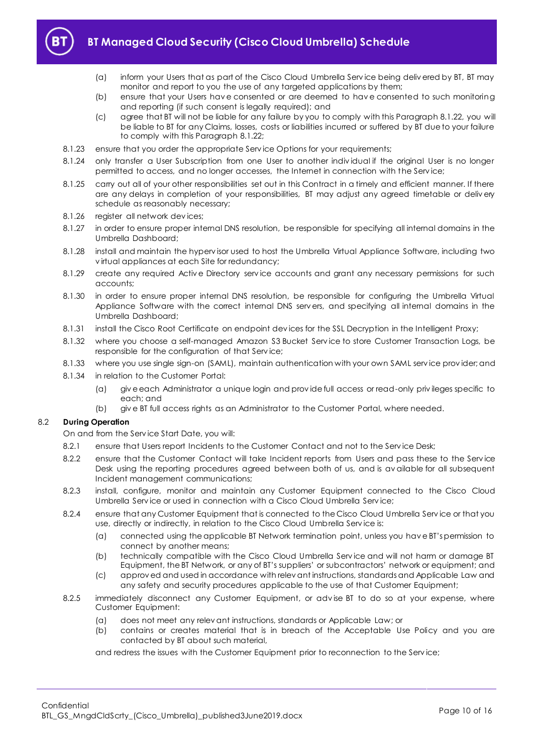(a) inform your Users that as part of the Cisco Cloud Umbrella Service being delivered by BT, BT may monitor and report to you the use of any targeted applications by them;

(b) ensure that your Users have consented or are deemed to have consented to such monitoring and reporting (if such consent is legally required); and

(c) agree that BT will not be liable for any failure by you to comply with this Paragraph 8.1.22, you will be liable to BT for any Claims, losses, costs or liabilities incurred or suffered by BT due to your failure to comply with this Paragraph 8.1.22;

8.1.23 ensure that you order the appropriate Service Options for your requirements;

8.1.24 only transfer a User Subscription from one User to another individual if the original User is no longer permitted to access, and no longer accesses, the Internet in connection with the Service;

8.1.25 carry out all of your other responsibilities set out in this Contract in a timely and efficient manner. If there are any delays in completion of your responsibilities, BT may adjust any agreed timetable or delivery schedule as reasonably necessary;

8.1.26 register all network devices;

8.1.27 in order to ensure proper internal DNS resolution, be responsible for specifying all internal domains in the Umbrella Dashboard;

8.1.28 install and maintain the hypervisor used to host the Umbrella Virtual Appliance Software, including two virtual appliances at each Site for redundancy;

8.1.29 create any required Active Directory service accounts and grant any necessary permissions for such accounts;

8.1.30 in order to ensure proper internal DNS resolution, be responsible for configuring the Umbrella Virtual Appliance Software with the correct internal DNS servers, and specifying all internal domains in the Umbrella Dashboard;

8.1.31 install the Cisco Root Certificate on endpoint devices for the SSL Decryption in the Intelligent Proxy;

8.1.32 where you choose a self-managed Amazon S3 Bucket Service to store Customer Transaction Logs, be responsible for the configuration of that Service;

8.1.33 where you use single sign-on (SAML), maintain authentication with your own SAML service provider; and

8.1.34 in relation to the Customer Portal:

(a) give each Administrator a unique login and provide full access or read-only privileges specific to each; and

(b) give BT full access rights as an Administrator to the Customer Portal, where needed.

## 8.2 During Operation

On and from the Service Start Date, you will:

8.2.1 ensure that Users report Incidents to the Customer Contact and not to the Service Desk;

8.2.2 ensure that the Customer Contact will take Incident reports from Users and pass these to the Service Desk using the reporting procedures agreed between both of us, and is available for all subsequent Incident management communications;

8.2.3 install, configure, monitor and maintain any Customer Equipment connected to the Cisco Cloud Umbrella Service or used in connection with a Cisco Cloud Umbrella Service;

8.2.4 ensure that any Customer Equipment that is connected to the Cisco Cloud Umbrella Service or that you use, directly or indirectly, in relation to the Cisco Cloud Umbrella Service is:

(a) connected using the applicable BT Network termination point, unless you have BT's permission to connect by another means;

(b) technically compatible with the Cisco Cloud Umbrella Service and will not harm or damage BT Equipment, the BT Network, or any of BT's suppliers' or subcontractors' network or equipment; and

(c) approved and used in accordance with relevant instructions, standards and Applicable Law and any safety and security procedures applicable to the use of that Customer Equipment;

8.2.5 immediately disconnect any Customer Equipment, or advise BT to do so at your expense, where Customer Equipment:

(a) does not meet any relevant instructions, standards or Applicable Law; or

(b) contains or creates material that is in breach of the Acceptable Use Policy and you are contacted by BT about such material,

and redress the issues with the Customer Equipment prior to reconnection to the Service;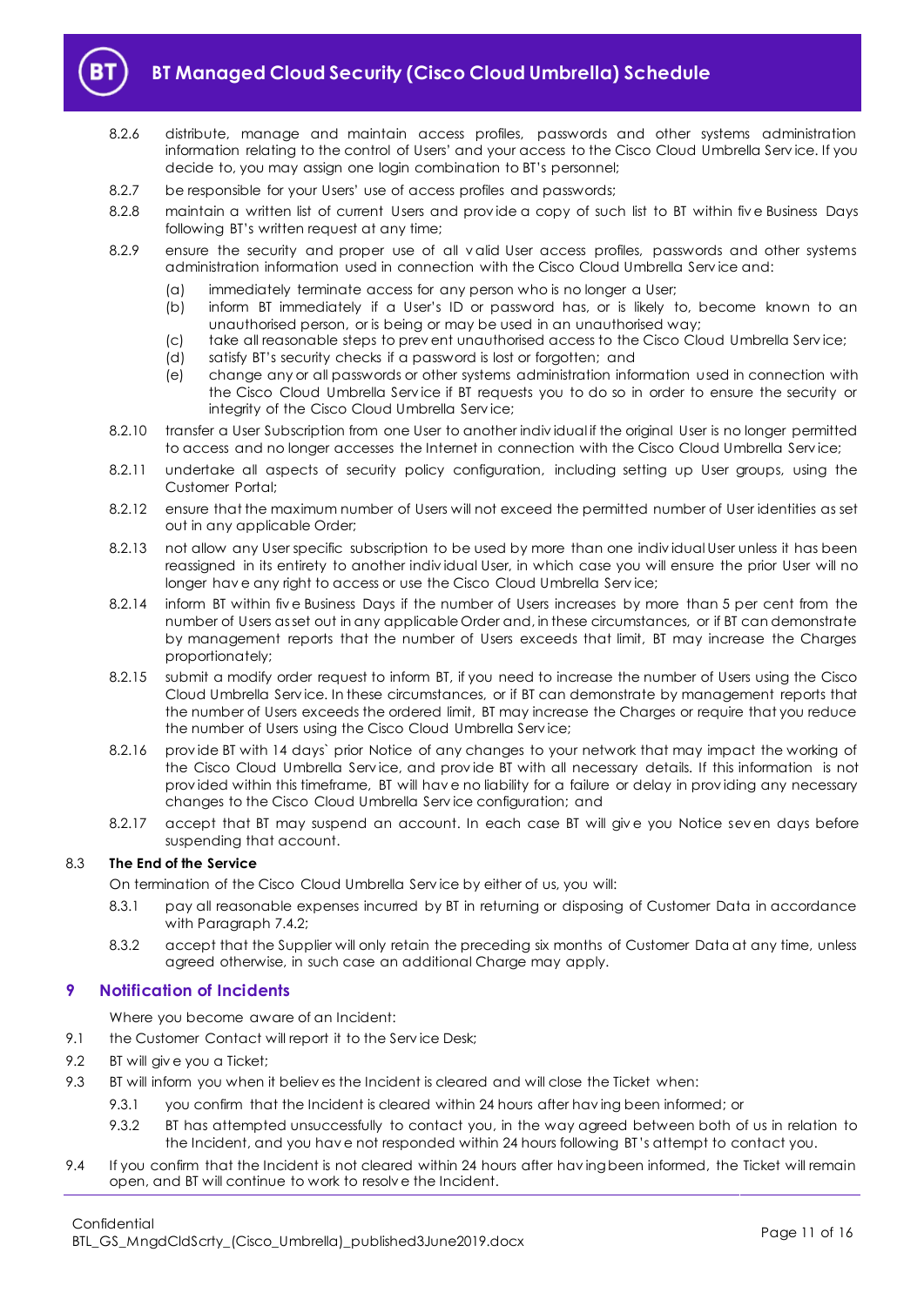8.2.6 distribute, manage and maintain access profiles, passwords and other systems administration information relating to the control of Users' and your access to the Cisco Cloud Umbrella Service. If you decide to, you may assign one login combination to BT's personnel;

8.2.7 be responsible for your Users' use of access profiles and passwords;

8.2.8 maintain a written list of current Users and provide a copy of such list to BT within five Business Days following BT's written request at any time;

8.2.9 ensure the security and proper use of all valid User access profiles, passwords and other systems administration information used in connection with the Cisco Cloud Umbrella Service and:

(a) immediately terminate access for any person who is no longer a User;

(b) inform BT immediately if a User's ID or password has, or is likely to, become known to an unauthorised person, or is being or may be used in an unauthorised way;

(c) take all reasonable steps to prevent unauthorised access to the Cisco Cloud Umbrella Service;

(d) satisfy BT's security checks if a password is lost or forgotten; and

(e) change any or all passwords or other systems administration information used in connection with the Cisco Cloud Umbrella Service if BT requests you to do so in order to ensure the security or integrity of the Cisco Cloud Umbrella Service;

8.2.10 transfer a User Subscription from one User to another individual if the original User is no longer permitted to access and no longer accesses the Internet in connection with the Cisco Cloud Umbrella Service;

8.2.11 undertake all aspects of security policy configuration, including setting up User groups, using the Customer Portal;

8.2.12 ensure that the maximum number of Users will not exceed the permitted number of User identities as set out in any applicable Order;

8.2.13 not allow any User specific subscription to be used by more than one individual User unless it has been reassigned in its entirety to another individual User, in which case you will ensure the prior User will no longer have any right to access or use the Cisco Cloud Umbrella Service;

8.2.14 inform BT within five Business Days if the number of Users increases by more than 5 per cent from the number of Users as set out in any applicable Order and, in these circumstances, or if BT can demonstrate by management reports that the number of Users exceeds that limit, BT may increase the Charges proportionately;

8.2.15 submit a modify order request to inform BT, if you need to increase the number of Users using the Cisco Cloud Umbrella Service. In these circumstances, or if BT can demonstrate by management reports that the number of Users exceeds the ordered limit, BT may increase the Charges or require that you reduce the number of Users using the Cisco Cloud Umbrella Service;

8.2.16 provide BT with 14 days` prior Notice of any changes to your network that may impact the working of the Cisco Cloud Umbrella Service, and provide BT with all necessary details. If this information is not provided within this timeframe, BT will have no liability for a failure or delay in providing any necessary changes to the Cisco Cloud Umbrella Service configuration; and

8.2.17 accept that BT may suspend an account. In each case BT will give you Notice seven days before suspending that account.

8.3 **The End of the Service**

On termination of the Cisco Cloud Umbrella Service by either of us, you will:

8.3.1 pay all reasonable expenses incurred by BT in returning or disposing of Customer Data in accordance with Paragraph 7.4.2;

8.3.2 accept that the Supplier will only retain the preceding six months of Customer Data at any time, unless agreed otherwise, in such case an additional Charge may apply.

## 9 Notification of Incidents

Where you become aware of an Incident:

9.1 the Customer Contact will report it to the Service Desk;

9.2 BT will give you a Ticket;

9.3 BT will inform you when it believes the Incident is cleared and will close the Ticket when:

9.3.1 you confirm that the Incident is cleared within 24 hours after having been informed; or

9.3.2 BT has attempted unsuccessfully to contact you, in the way agreed between both of us in relation to the Incident, and you have not responded within 24 hours following BT's attempt to contact you.

9.4 If you confirm that the Incident is not cleared within 24 hours after having been informed, the Ticket will remain open, and BT will continue to work to resolve the Incident.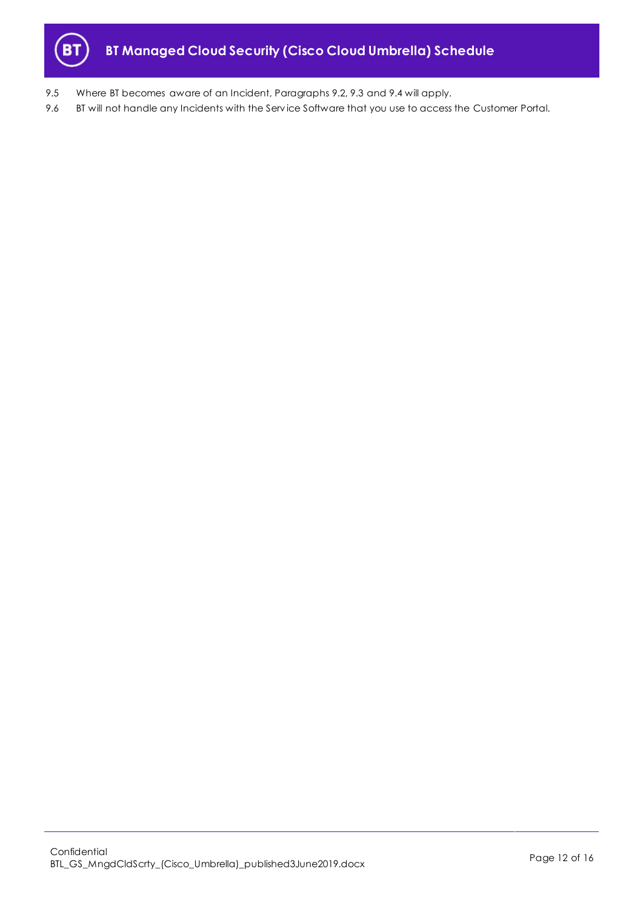9.5 Where BT becomes aware of an Incident, Paragraphs 9.2, 9.3 and 9.4 will apply.

9.6 BT will not handle any Incidents with the Service Software that you use to access the Customer Portal.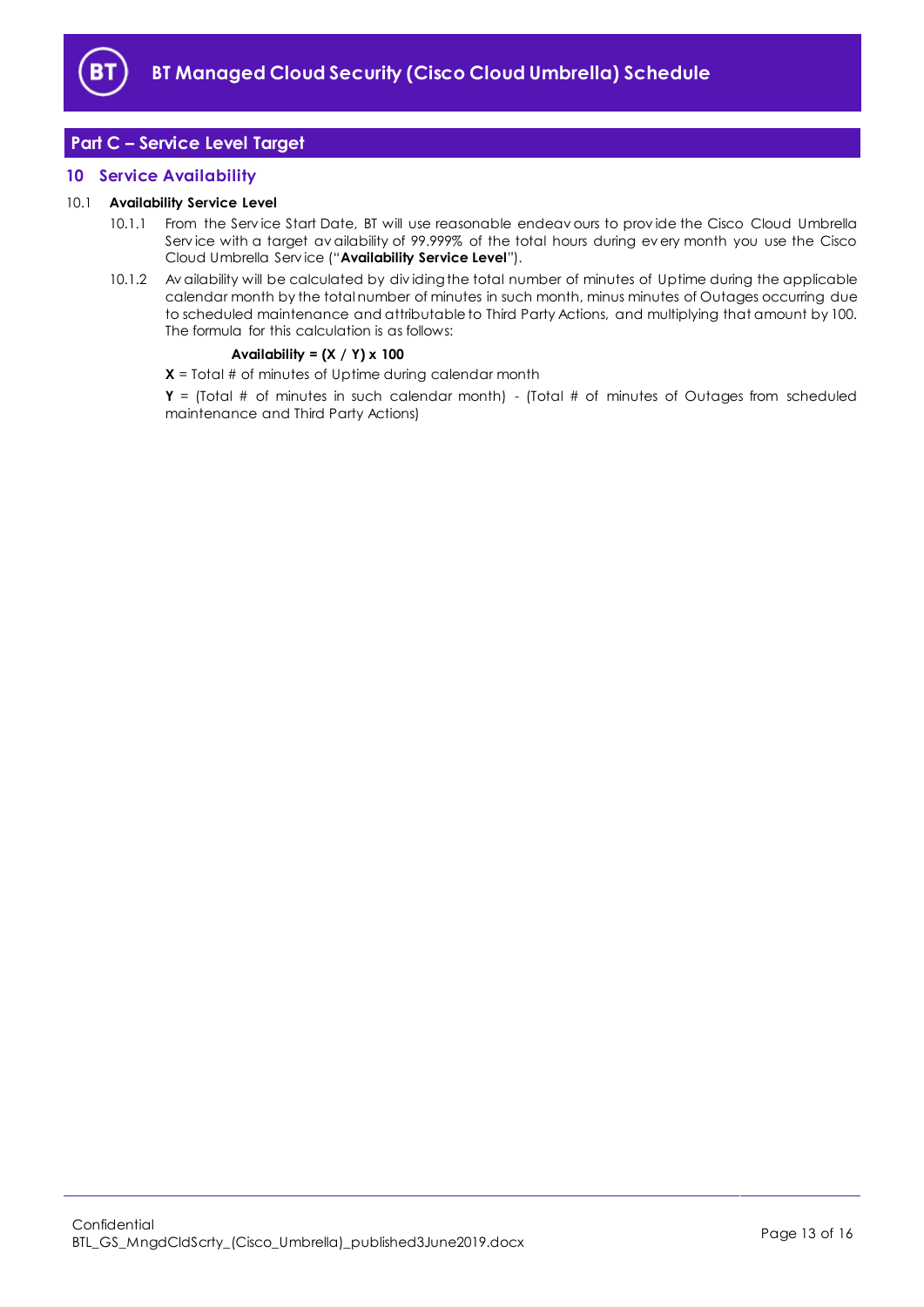## Part C – Service Level Target

### 10 Service Availability

10.1 **Availability Service Level**

10.1.1 From the Service Start Date, BT will use reasonable endeavours to provide the Cisco Cloud Umbrella Service with a target availability of 99.999% of the total hours during every month you use the Cisco Cloud Umbrella Service ("**Availability Service Level**").

10.1.2 Availability will be calculated by dividing the total number of minutes of Uptime during the applicable calendar month by the total number of minutes in such month, minus minutes of Outages occurring due to scheduled maintenance and attributable to Third Party Actions, and multiplying that amount by 100. The formula for this calculation is as follows:

**Availability = (X / Y) x 100**

**X** = Total # of minutes of Uptime during calendar month

**Y** = (Total # of minutes in such calendar month) - (Total # of minutes of Outages from scheduled maintenance and Third Party Actions)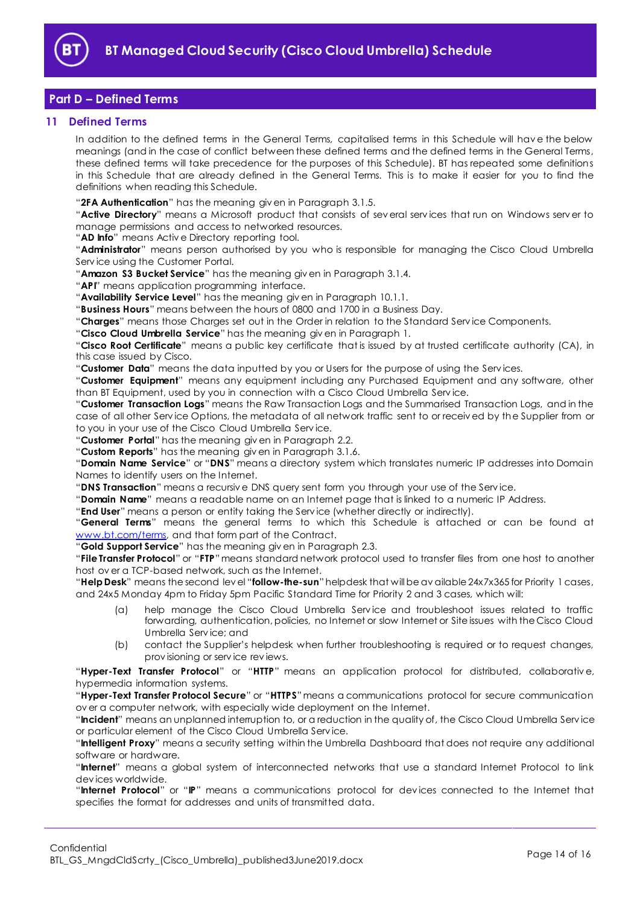## Part D – Defined Terms

### 11 Defined Terms

In addition to the defined terms in the General Terms, capitalised terms in this Schedule will have the below meanings (and in the case of conflict between these defined terms and the defined terms in the General Terms, these defined terms will take precedence for the purposes of this Schedule). BT has repeated some definitions in this Schedule that are already defined in the General Terms. This is to make it easier for you to find the definitions when reading this Schedule.

"**2FA Authentication**" has the meaning given in Paragraph 3.1.5.

"**Active Directory**" means a Microsoft product that consists of several services that run on Windows server to manage permissions and access to networked resources.

"**AD Info**" means Active Directory reporting tool.

"**Administrator**" means person authorised by you who is responsible for managing the Cisco Cloud Umbrella Service using the Customer Portal.

"**Amazon S3 Bucket Service**" has the meaning given in Paragraph 3.1.4.

"**API**" means application programming interface.

"**Availability Service Level**" has the meaning given in Paragraph 10.1.1.

"**Business Hours**" means between the hours of 0800 and 1700 in a Business Day.

"**Charges**" means those Charges set out in the Order in relation to the Standard Service Components.

"**Cisco Cloud Umbrella Service**" has the meaning given in Paragraph 1.

"**Cisco Root Certificate**" means a public key certificate that is issued by at trusted certificate authority (CA), in this case issued by Cisco.

"**Customer Data**" means the data inputted by you or Users for the purpose of using the Services.

"**Customer Equipment**" means any equipment including any Purchased Equipment and any software, other than BT Equipment, used by you in connection with a Cisco Cloud Umbrella Service.

"**Customer Transaction Logs**" means the Raw Transaction Logs and the Summarised Transaction Logs, and in the case of all other Service Options, the metadata of all network traffic sent to or received by the Supplier from or to you in your use of the Cisco Cloud Umbrella Service.

"**Customer Portal**" has the meaning given in Paragraph 2.2.

"**Custom Reports**" has the meaning given in Paragraph 3.1.6.

"**Domain Name Service**" or "**DNS**" means a directory system which translates numeric IP addresses into Domain Names to identify users on the Internet.

"**DNS Transaction**" means a recursive DNS query sent form you through your use of the Service.

"**Domain Name**" means a readable name on an Internet page that is linked to a numeric IP Address.

"**End User**" means a person or entity taking the Service (whether directly or indirectly).

"**General Terms**" means the general terms to which this Schedule is attached or can be found at www.bt.com/terms, and that form part of the Contract.

"**Gold Support Service**" has the meaning given in Paragraph 2.3.

"**File Transfer Protocol**" or "**FTP**" means standard network protocol used to transfer files from one host to another host over a TCP-based network, such as the Internet.

"**Help Desk**" means the second level "**follow-the-sun**" helpdesk that will be available 24x7x365 for Priority 1 cases, and 24x5 Monday 4pm to Friday 5pm Pacific Standard Time for Priority 2 and 3 cases, which will:

(a) help manage the Cisco Cloud Umbrella Service and troubleshoot issues related to traffic forwarding, authentication, policies, no Internet or slow Internet or Site issues with the Cisco Cloud Umbrella Service; and

(b) contact the Supplier's helpdesk when further troubleshooting is required or to request changes, provisioning or service reviews.

"**Hyper-Text Transfer Protocol**" or "**HTTP**" means an application protocol for distributed, collaborative, hypermedia information systems.

"**Hyper-Text Transfer Protocol Secure**" or "**HTTPS**" means a communications protocol for secure communication over a computer network, with especially wide deployment on the Internet.

"**Incident**" means an unplanned interruption to, or a reduction in the quality of, the Cisco Cloud Umbrella Service or particular element of the Cisco Cloud Umbrella Service.

"**Intelligent Proxy**" means a security setting within the Umbrella Dashboard that does not require any additional software or hardware.

"**Internet**" means a global system of interconnected networks that use a standard Internet Protocol to link devices worldwide.

"**Internet Protocol**" or "**IP**" means a communications protocol for devices connected to the Internet that specifies the format for addresses and units of transmitted data.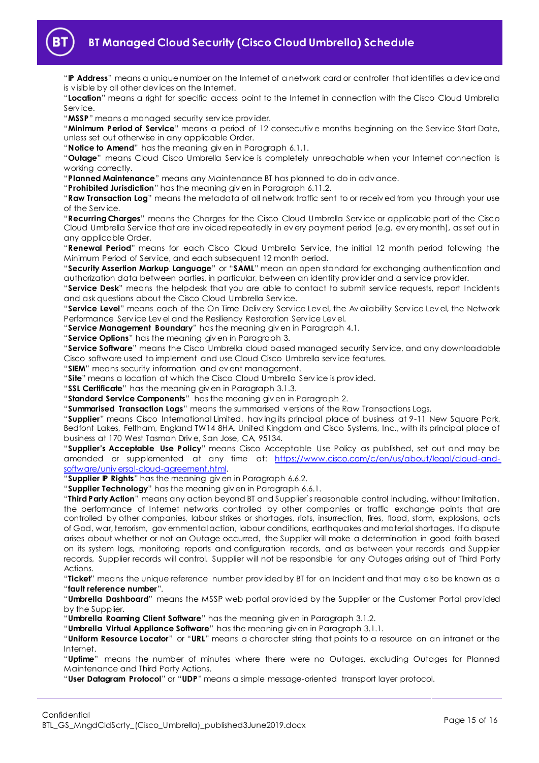"**IP Address**" means a unique number on the Internet of a network card or controller that identifies a device and is visible by all other devices on the Internet.

"**Location**" means a right for specific access point to the Internet in connection with the Cisco Cloud Umbrella Service.

"**MSSP**" means a managed security service provider.

"**Minimum Period of Service**" means a period of 12 consecutive months beginning on the Service Start Date, unless set out otherwise in any applicable Order.

"**Notice to Amend**" has the meaning given in Paragraph 6.1.1.

"**Outage**" means Cloud Cisco Umbrella Service is completely unreachable when your Internet connection is working correctly.

"**Planned Maintenance**" means any Maintenance BT has planned to do in advance.

"**Prohibited Jurisdiction**" has the meaning given in Paragraph 6.11.2.

"**Raw Transaction Log**" means the metadata of all network traffic sent to or received from you through your use of the Service.

"**Recurring Charges**" means the Charges for the Cisco Cloud Umbrella Service or applicable part of the Cisco Cloud Umbrella Service that are invoiced repeatedly in every payment period (e.g. every month), as set out in any applicable Order.

"**Renewal Period**" means for each Cisco Cloud Umbrella Service, the initial 12 month period following the Minimum Period of Service, and each subsequent 12 month period.

"**Security Assertion Markup Language**" or "**SAML**" mean an open standard for exchanging authentication and authorization data between parties, in particular, between an identity provider and a service provider.

"**Service Desk**" means the helpdesk that you are able to contact to submit service requests, report Incidents and ask questions about the Cisco Cloud Umbrella Service.

"**Service Level**" means each of the On Time Delivery Service Level, the Availability Service Level, the Network Performance Service Level and the Resiliency Restoration Service Level.

"**Service Management Boundary**" has the meaning given in Paragraph 4.1.

"**Service Options**" has the meaning given in Paragraph 3.

"**Service Software**" means the Cisco Umbrella cloud based managed security Service, and any downloadable Cisco software used to implement and use Cloud Cisco Umbrella service features.

"**SIEM**" means security information and event management.

"**Site**" means a location at which the Cisco Cloud Umbrella Service is provided.

"**SSL Certificate**" has the meaning given in Paragraph 3.1.3.

"**Standard Service Components**" has the meaning given in Paragraph 2.

"**Summarised Transaction Logs**" means the summarised versions of the Raw Transactions Logs.

"**Supplier**" means Cisco International Limited, having its principal place of business at 9-11 New Square Park, Bedfont Lakes, Feltham, England TW14 8HA, United Kingdom and Cisco Systems, Inc., with its principal place of business at 170 West Tasman Drive, San Jose, CA, 95134.

"**Supplier's Acceptable Use Policy**" means Cisco Acceptable Use Policy as published, set out and may be amended or supplemented at any time at: https://www.cisco.com/c/en/us/about/legal/cloud-and-software/universal-cloud-agreement.html.

"**Supplier IP Rights**" has the meaning given in Paragraph 6.6.2.

"**Supplier Technology**" has the meaning given in Paragraph 6.6.1.

"**Third Party Action**" means any action beyond BT and Supplier's reasonable control including, without limitation, the performance of Internet networks controlled by other companies or traffic exchange points that are controlled by other companies, labour strikes or shortages, riots, insurrection, fires, flood, storm, explosions, acts of God, war, terrorism, governmental action, labour conditions, earthquakes and material shortages. If a dispute arises about whether or not an Outage occurred, the Supplier will make a determination in good faith based on its system logs, monitoring reports and configuration records, and as between your records and Supplier records, Supplier records will control. Supplier will not be responsible for any Outages arising out of Third Party Actions.

"**Ticket**" means the unique reference number provided by BT for an Incident and that may also be known as a "**fault reference number**".

"**Umbrella Dashboard**" means the MSSP web portal provided by the Supplier or the Customer Portal provided by the Supplier.

"**Umbrella Roaming Client Software**" has the meaning given in Paragraph 3.1.2.

"**Umbrella Virtual Appliance Software**" has the meaning given in Paragraph 3.1.1.

"**Uniform Resource Locator**" or "**URL**" means a character string that points to a resource on an intranet or the Internet.

"**Uptime**" means the number of minutes where there were no Outages, excluding Outages for Planned Maintenance and Third Party Actions.

"**User Datagram Protocol**" or "**UDP**" means a simple message-oriented transport layer protocol.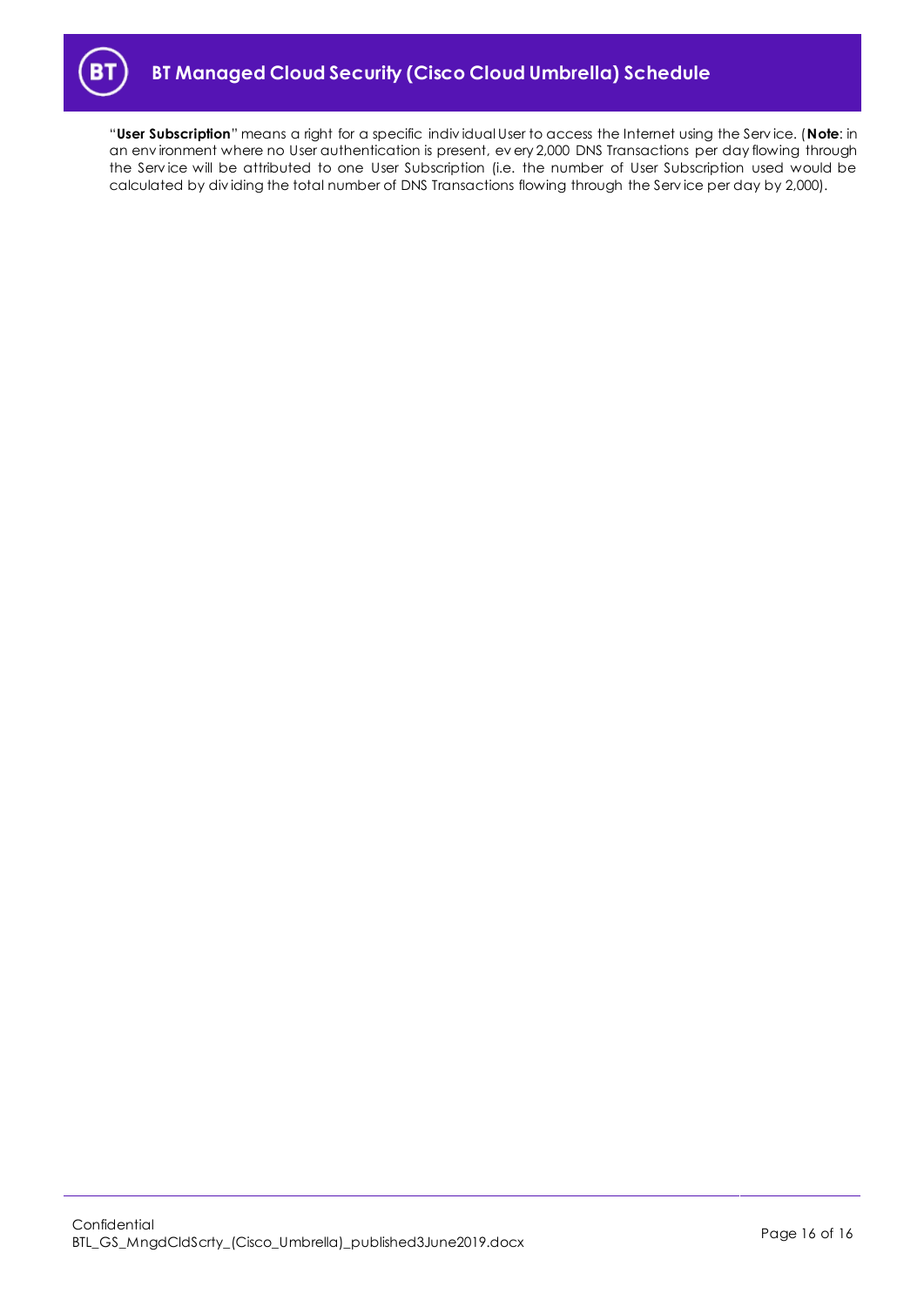"**User Subscription**" means a right for a specific individual User to access the Internet using the Service. (**Note**: in an environment where no User authentication is present, every 2,000 DNS Transactions per day flowing through the Service will be attributed to one User Subscription (i.e. the number of User Subscription used would be calculated by dividing the total number of DNS Transactions flowing through the Service per day by 2,000).